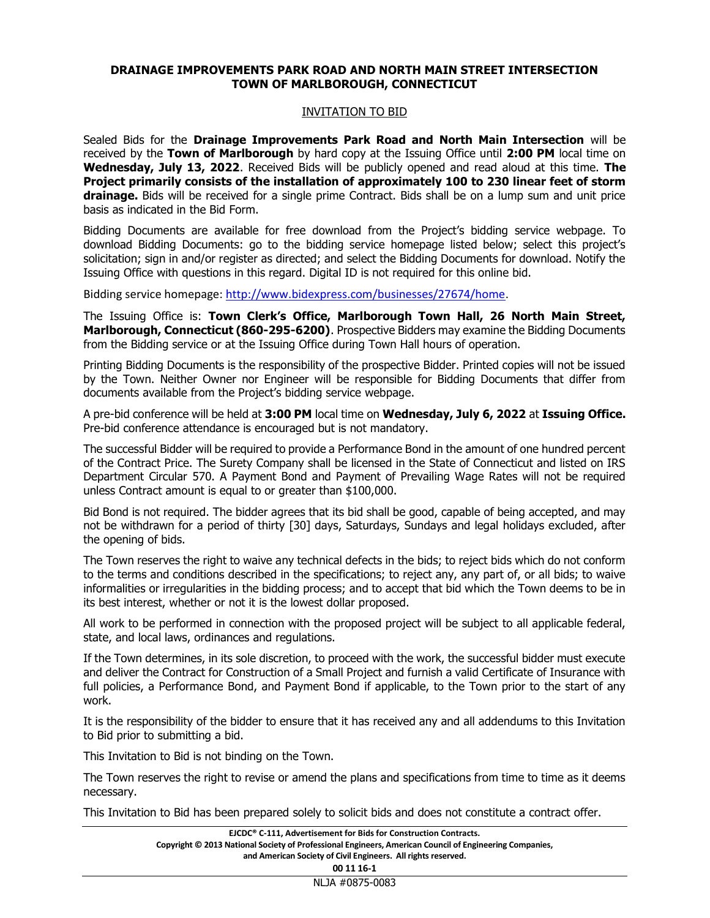# DRAINAGE IMPROVEMENTS PARK ROAD AND NORTH MAIN STREET INTERSECTION
# TOWN OF MARLBOROUGH, CONNECTICUT

## INVITATION TO BID

Sealed Bids for the **Drainage Improvements Park Road and North Main Intersection** will be received by the **Town of Marlborough** by hard copy at the Issuing Office until **2:00 PM** local time on **Wednesday, July 13, 2022**. Received Bids will be publicly opened and read aloud at this time. **The Project primarily consists of the installation of approximately 100 to 230 linear feet of storm drainage.** Bids will be received for a single prime Contract. Bids shall be on a lump sum and unit price basis as indicated in the Bid Form.

Bidding Documents are available for free download from the Project's bidding service webpage. To download Bidding Documents: go to the bidding service homepage listed below; select this project's solicitation; sign in and/or register as directed; and select the Bidding Documents for download. Notify the Issuing Office with questions in this regard. Digital ID is not required for this online bid.

Bidding service homepage: http://www.bidexpress.com/businesses/27674/home.

The Issuing Office is: **Town Clerk's Office, Marlborough Town Hall, 26 North Main Street, Marlborough, Connecticut (860-295-6200)**. Prospective Bidders may examine the Bidding Documents from the Bidding service or at the Issuing Office during Town Hall hours of operation.

Printing Bidding Documents is the responsibility of the prospective Bidder. Printed copies will not be issued by the Town. Neither Owner nor Engineer will be responsible for Bidding Documents that differ from documents available from the Project's bidding service webpage.

A pre-bid conference will be held at **3:00 PM** local time on **Wednesday, July 6, 2022** at **Issuing Office.** Pre-bid conference attendance is encouraged but is not mandatory.

The successful Bidder will be required to provide a Performance Bond in the amount of one hundred percent of the Contract Price. The Surety Company shall be licensed in the State of Connecticut and listed on IRS Department Circular 570. A Payment Bond and Payment of Prevailing Wage Rates will not be required unless Contract amount is equal to or greater than $100,000.

Bid Bond is not required. The bidder agrees that its bid shall be good, capable of being accepted, and may not be withdrawn for a period of thirty [30] days, Saturdays, Sundays and legal holidays excluded, after the opening of bids.

The Town reserves the right to waive any technical defects in the bids; to reject bids which do not conform to the terms and conditions described in the specifications; to reject any, any part of, or all bids; to waive informalities or irregularities in the bidding process; and to accept that bid which the Town deems to be in its best interest, whether or not it is the lowest dollar proposed.

All work to be performed in connection with the proposed project will be subject to all applicable federal, state, and local laws, ordinances and regulations.

If the Town determines, in its sole discretion, to proceed with the work, the successful bidder must execute and deliver the Contract for Construction of a Small Project and furnish a valid Certificate of Insurance with full policies, a Performance Bond, and Payment Bond if applicable, to the Town prior to the start of any work.

It is the responsibility of the bidder to ensure that it has received any and all addendums to this Invitation to Bid prior to submitting a bid.

This Invitation to Bid is not binding on the Town.

The Town reserves the right to revise or amend the plans and specifications from time to time as it deems necessary.

This Invitation to Bid has been prepared solely to solicit bids and does not constitute a contract offer.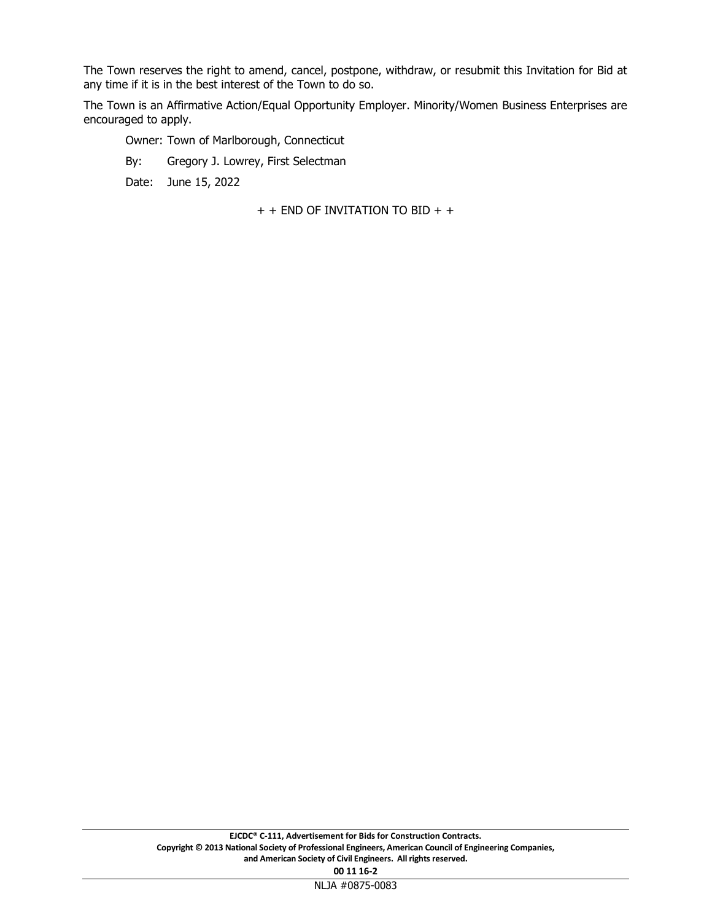The Town reserves the right to amend, cancel, postpone, withdraw, or resubmit this Invitation for Bid at any time if it is in the best interest of the Town to do so.

The Town is an Affirmative Action/Equal Opportunity Employer. Minority/Women Business Enterprises are encouraged to apply.

Owner: Town of Marlborough, Connecticut

By: Gregory J. Lowrey, First Selectman

Date: June 15, 2022

+ + END OF INVITATION TO BID + +